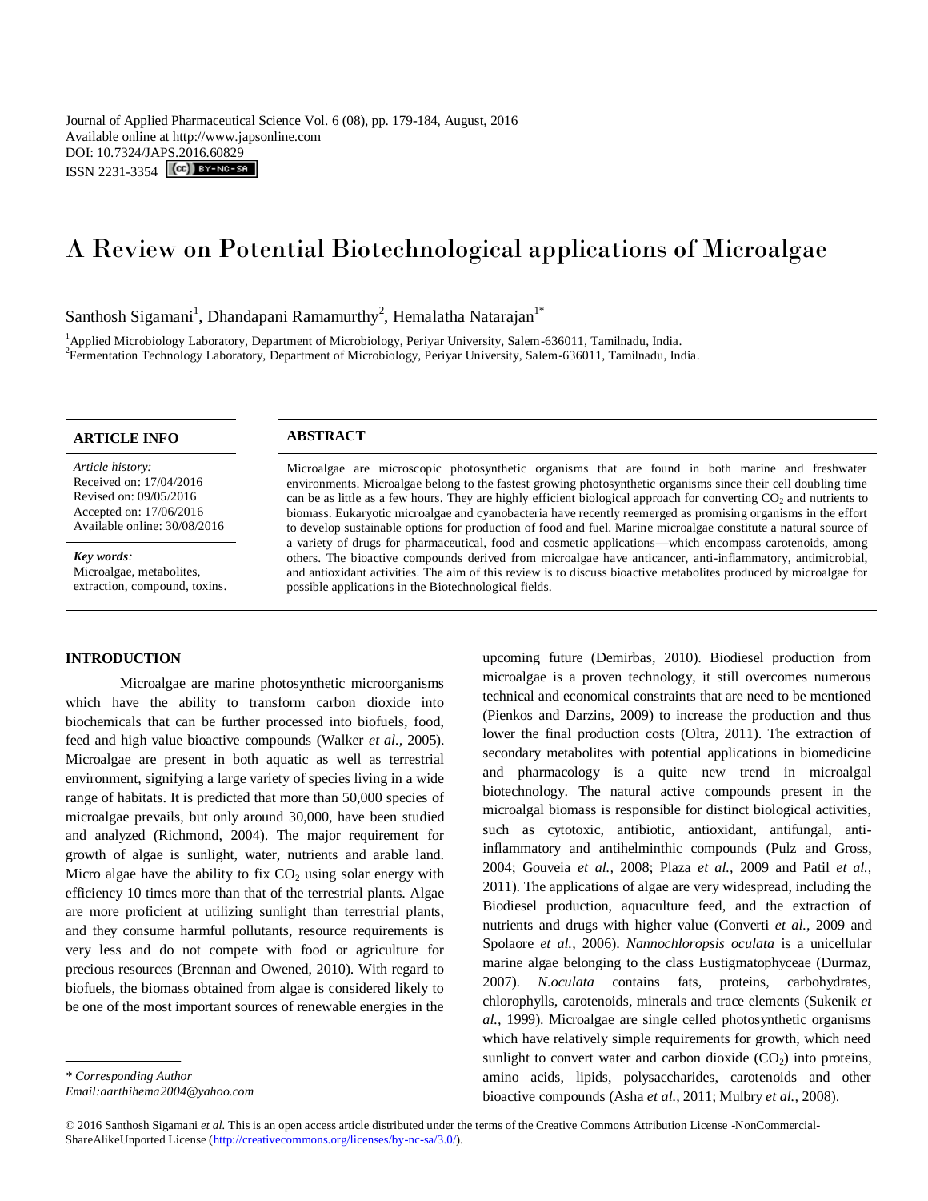Journal of Applied Pharmaceutical Science Vol. 6 (08), pp. 179-184, August, 2016
Available online at http://www.japsonline.com
DOI: 10.7324/JAPS.2016.60829
ISSN 2231-3354

# A Review on Potential Biotechnological applications of Microalgae

Santhosh Sigamani[1], Dhandapani Ramamurthy[2], Hemalatha Natarajan[1*]

[1]Applied Microbiology Laboratory, Department of Microbiology, Periyar University, Salem-636011, Tamilnadu, India.
[2]Fermentation Technology Laboratory, Department of Microbiology, Periyar University, Salem-636011, Tamilnadu, India.

## ARTICLE INFO

*Article history:*
Received on: 17/04/2016
Revised on: 09/05/2016
Accepted on: 17/06/2016
Available online: 30/08/2016

***Key words:***
Microalgae, metabolites, extraction, compound, toxins.

## ABSTRACT

Microalgae are microscopic photosynthetic organisms that are found in both marine and freshwater environments. Microalgae belong to the fastest growing photosynthetic organisms since their cell doubling time can be as little as a few hours. They are highly efficient biological approach for converting $CO_2$ and nutrients to biomass. Eukaryotic microalgae and cyanobacteria have recently reemerged as promising organisms in the effort to develop sustainable options for production of food and fuel. Marine microalgae constitute a natural source of a variety of drugs for pharmaceutical, food and cosmetic applications—which encompass carotenoids, among others. The bioactive compounds derived from microalgae have anticancer, anti-inflammatory, antimicrobial, and antioxidant activities. The aim of this review is to discuss bioactive metabolites produced by microalgae for possible applications in the Biotechnological fields.

## INTRODUCTION

Microalgae are marine photosynthetic microorganisms which have the ability to transform carbon dioxide into biochemicals that can be further processed into biofuels, food, feed and high value bioactive compounds (Walker *et al.,* 2005). Microalgae are present in both aquatic as well as terrestrial environment, signifying a large variety of species living in a wide range of habitats. It is predicted that more than 50,000 species of microalgae prevails, but only around 30,000, have been studied and analyzed (Richmond, 2004). The major requirement for growth of algae is sunlight, water, nutrients and arable land. Micro algae have the ability to fix $CO_2$ using solar energy with efficiency 10 times more than that of the terrestrial plants. Algae are more proficient at utilizing sunlight than terrestrial plants, and they consume harmful pollutants, resource requirements is very less and do not compete with food or agriculture for precious resources (Brennan and Owened, 2010). With regard to biofuels, the biomass obtained from algae is considered likely to be one of the most important sources of renewable energies in the upcoming future (Demirbas, 2010). Biodiesel production from microalgae is a proven technology, it still overcomes numerous technical and economical constraints that are need to be mentioned (Pienkos and Darzins, 2009) to increase the production and thus lower the final production costs (Oltra, 2011). The extraction of secondary metabolites with potential applications in biomedicine and pharmacology is a quite new trend in microalgal biotechnology. The natural active compounds present in the microalgal biomass is responsible for distinct biological activities, such as cytotoxic, antibiotic, antioxidant, antifungal, anti-inflammatory and antihelminthic compounds (Pulz and Gross, 2004; Gouveia *et al.,* 2008; Plaza *et al.,* 2009 and Patil *et al.,* 2011). The applications of algae are very widespread, including the Biodiesel production, aquaculture feed, and the extraction of nutrients and drugs with higher value (Converti *et al.,* 2009 and Spolaore *et al.,* 2006). *Nannochloropsis oculata* is a unicellular marine algae belonging to the class Eustigmatophyceae (Durmaz, 2007). *N.oculata* contains fats, proteins, carbohydrates, chlorophylls, carotenoids, minerals and trace elements (Sukenik *et al.,* 1999). Microalgae are single celled photosynthetic organisms which have relatively simple requirements for growth, which need sunlight to convert water and carbon dioxide ($CO_2$) into proteins, amino acids, lipids, polysaccharides, carotenoids and other bioactive compounds (Asha *et al.,* 2011; Mulbry *et al.,* 2008).

---

*\* Corresponding Author*
*Email:aarthihema2004@yahoo.com*

© 2016 Santhosh Sigamani *et al.* This is an open access article distributed under the terms of the Creative Commons Attribution License -NonCommercial-ShareAlikeUnported License (http://creativecommons.org/licenses/by-nc-sa/3.0/).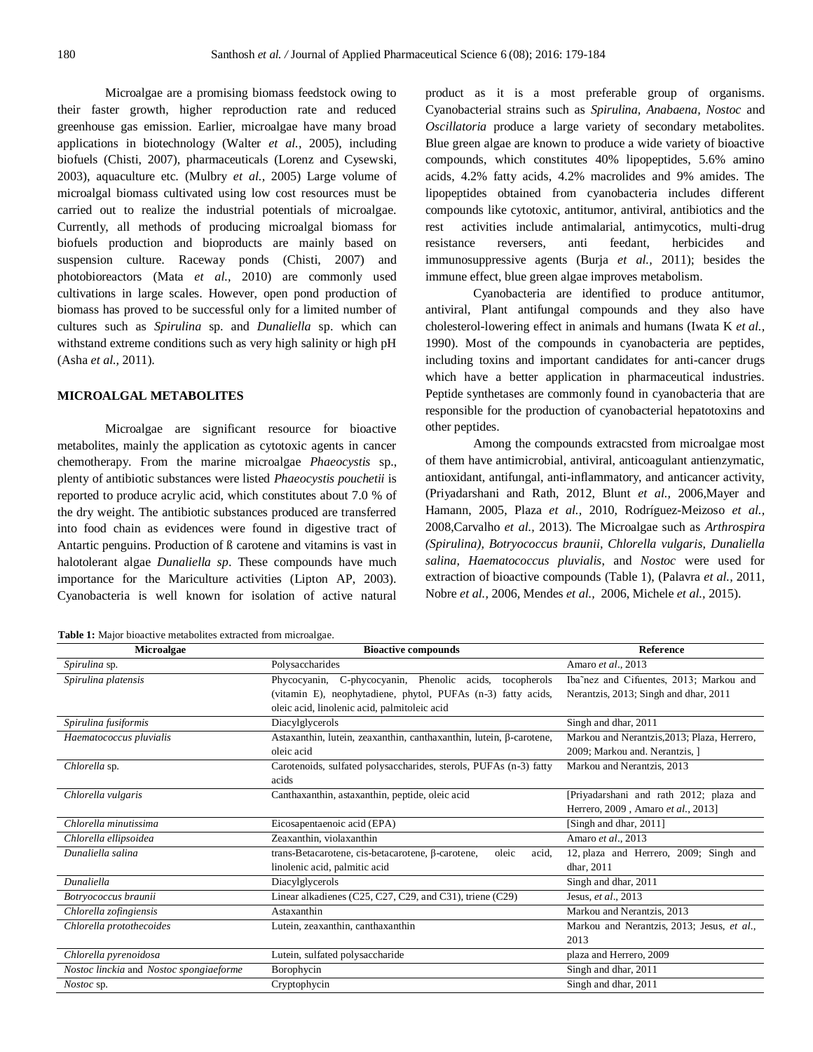Microalgae are a promising biomass feedstock owing to their faster growth, higher reproduction rate and reduced greenhouse gas emission. Earlier, microalgae have many broad applications in biotechnology (Walter *et al.,* 2005), including biofuels (Chisti, 2007), pharmaceuticals (Lorenz and Cysewski, 2003), aquaculture etc. (Mulbry *et al.,* 2005) Large volume of microalgal biomass cultivated using low cost resources must be carried out to realize the industrial potentials of microalgae. Currently, all methods of producing microalgal biomass for biofuels production and bioproducts are mainly based on suspension culture. Raceway ponds (Chisti, 2007) and photobioreactors (Mata *et al.,* 2010) are commonly used cultivations in large scales. However, open pond production of biomass has proved to be successful only for a limited number of cultures such as *Spirulina* sp. and *Dunaliella* sp. which can withstand extreme conditions such as very high salinity or high pH (Asha *et al.,* 2011).

## MICROALGAL METABOLITES

Microalgae are significant resource for bioactive metabolites, mainly the application as cytotoxic agents in cancer chemotherapy. From the marine microalgae *Phaeocystis* sp., plenty of antibiotic substances were listed *Phaeocystis pouchetii* is reported to produce acrylic acid, which constitutes about 7.0 % of the dry weight. The antibiotic substances produced are transferred into food chain as evidences were found in digestive tract of Antartic penguins. Production of ß carotene and vitamins is vast in halotolerant algae *Dunaliella sp*. These compounds have much importance for the Mariculture activities (Lipton AP, 2003). Cyanobacteria is well known for isolation of active natural product as it is a most preferable group of organisms. Cyanobacterial strains such as *Spirulina, Anabaena, Nostoc* and *Oscillatoria* produce a large variety of secondary metabolites. Blue green algae are known to produce a wide variety of bioactive compounds, which constitutes 40% lipopeptides, 5.6% amino acids, 4.2% fatty acids, 4.2% macrolides and 9% amides. The lipopeptides obtained from cyanobacteria includes different compounds like cytotoxic, antitumor, antiviral, antibiotics and the rest activities include antimalarial, antimycotics, multi-drug resistance reversers, anti feedant, herbicides and immunosuppressive agents (Burja *et al.,* 2011); besides the immune effect, blue green algae improves metabolism.

Cyanobacteria are identified to produce antitumor, antiviral, Plant antifungal compounds and they also have cholesterol-lowering effect in animals and humans (Iwata K *et al.,* 1990). Most of the compounds in cyanobacteria are peptides, including toxins and important candidates for anti-cancer drugs which have a better application in pharmaceutical industries. Peptide synthetases are commonly found in cyanobacteria that are responsible for the production of cyanobacterial hepatotoxins and other peptides.

Among the compounds extracsted from microalgae most of them have antimicrobial, antiviral, anticoagulant antienzymatic, antioxidant, antifungal, anti-inflammatory, and anticancer activity, (Priyadarshani and Rath, 2012, Blunt *et al.,* 2006,Mayer and Hamann, 2005, Plaza *et al.,* 2010, Rodríguez-Meizoso *et al.,* 2008,Carvalho *et al.,* 2013). The Microalgae such as *Arthrospira (Spirulina), Botryococcus braunii, Chlorella vulgaris, Dunaliella salina, Haematococcus pluvialis*, and *Nostoc* were used for extraction of bioactive compounds (Table 1), (Palavra *et al.,* 2011, Nobre *et al.,* 2006, Mendes *et al.,* 2006, Michele *et al.,* 2015).

**Table 1:** Major bioactive metabolites extracted from microalgae.

| Microalgae | Bioactive compounds | Reference |
|---|---|---|
| *Spirulina* sp. | Polysaccharides | Amaro *et al*., 2013 |
| *Spirulina platensis* | Phycocyanin, C-phycocyanin, Phenolic acids, tocopherols (vitamin E), neophytadiene, phytol, PUFAs (n-3) fatty acids, oleic acid, linolenic acid, palmitoleic acid | Iba˜nez and Cifuentes, 2013; Markou and Nerantzis, 2013; Singh and dhar, 2011 |
| *Spirulina fusiformis* | Diacylglycerols | Singh and dhar, 2011 |
| *Haematococcus pluvialis* | Astaxanthin, lutein, zeaxanthin, canthaxanthin, lutein, β-carotene, oleic acid | Markou and Nerantzis,2013; Plaza, Herrero, 2009; Markou and. Nerantzis, ] |
| *Chlorella* sp. | Carotenoids, sulfated polysaccharides, sterols, PUFAs (n-3) fatty acids | Markou and Nerantzis, 2013 |
| *Chlorella vulgaris* | Canthaxanthin, astaxanthin, peptide, oleic acid | [Priyadarshani and rath 2012; plaza and Herrero, 2009 , Amaro *et al.*, 2013] |
| *Chlorella minutissima* | Eicosapentaenoic acid (EPA) | [Singh and dhar, 2011] |
| *Chlorella ellipsoidea* | Zeaxanthin, violaxanthin | Amaro *et al*., 2013 |
| *Dunaliella salina* | trans-Betacarotene, cis-betacarotene, β-carotene, oleic acid, linolenic acid, palmitic acid | 12, plaza and Herrero, 2009; Singh and dhar, 2011 |
| *Dunaliella* | Diacylglycerols | Singh and dhar, 2011 |
| *Botryococcus braunii* | Linear alkadienes (C25, C27, C29, and C31), triene (C29) | Jesus, *et al*., 2013 |
| *Chlorella zofingiensis* | Astaxanthin | Markou and Nerantzis, 2013 |
| *Chlorella protothecoides* | Lutein, zeaxanthin, canthaxanthin | Markou and Nerantzis, 2013; Jesus, *et al*., 2013 |
| *Chlorella pyrenoidosa* | Lutein, sulfated polysaccharide | plaza and Herrero, 2009 |
| *Nostoc linckia* and *Nostoc spongiaeforme* | Borophycin | Singh and dhar, 2011 |
| *Nostoc* sp. | Cryptophycin | Singh and dhar, 2011 |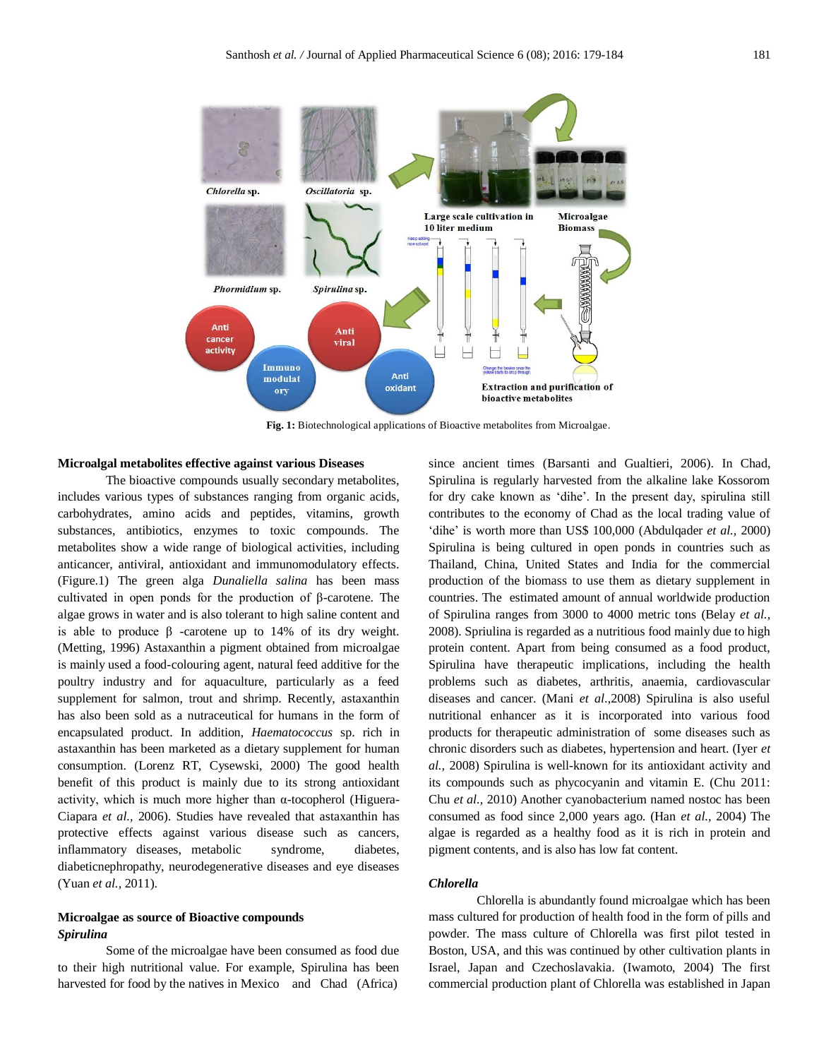Fig. 1: Biotechnological applications of Bioactive metabolites from Microalgae.

**Microalgal metabolites effective against various Diseases**

The bioactive compounds usually secondary metabolites, includes various types of substances ranging from organic acids, carbohydrates, amino acids and peptides, vitamins, growth substances, antibiotics, enzymes to toxic compounds. The metabolites show a wide range of biological activities, including anticancer, antiviral, antioxidant and immunomodulatory effects. (Figure.1) The green alga *Dunaliella salina* has been mass cultivated in open ponds for the production of β-carotene. The algae grows in water and is also tolerant to high saline content and is able to produce β -carotene up to 14% of its dry weight. (Metting, 1996) Astaxanthin a pigment obtained from microalgae is mainly used a food-colouring agent, natural feed additive for the poultry industry and for aquaculture, particularly as a feed supplement for salmon, trout and shrimp. Recently, astaxanthin has also been sold as a nutraceutical for humans in the form of encapsulated product. In addition, *Haematococcus* sp. rich in astaxanthin has been marketed as a dietary supplement for human consumption. (Lorenz RT, Cysewski, 2000) The good health benefit of this product is mainly due to its strong antioxidant activity, which is much more higher than α-tocopherol (Higuera-Ciapara *et al.*, 2006). Studies have revealed that astaxanthin has protective effects against various disease such as cancers, inflammatory diseases, metabolic syndrome, diabetes, diabeticnephropathy, neurodegenerative diseases and eye diseases (Yuan *et al.*, 2011).

**Microalgae as source of Bioactive compounds**

***Spirulina***

Some of the microalgae have been consumed as food due to their high nutritional value. For example, Spirulina has been harvested for food by the natives in Mexico and Chad (Africa) since ancient times (Barsanti and Gualtieri, 2006). In Chad, Spirulina is regularly harvested from the alkaline lake Kossorom for dry cake known as 'dihe'. In the present day, spirulina still contributes to the economy of Chad as the local trading value of 'dihe' is worth more than US$ 100,000 (Abdulqader *et al.*, 2000) Spirulina is being cultured in open ponds in countries such as Thailand, China, United States and India for the commercial production of the biomass to use them as dietary supplement in countries. The estimated amount of annual worldwide production of Spirulina ranges from 3000 to 4000 metric tons (Belay *et al.*, 2008). Spriulina is regarded as a nutritious food mainly due to high protein content. Apart from being consumed as a food product, Spirulina have therapeutic implications, including the health problems such as diabetes, arthritis, anaemia, cardiovascular diseases and cancer. (Mani *et al.*,2008) Spirulina is also useful nutritional enhancer as it is incorporated into various food products for therapeutic administration of some diseases such as chronic disorders such as diabetes, hypertension and heart. (Iyer *et al.*, 2008) Spirulina is well-known for its antioxidant activity and its compounds such as phycocyanin and vitamin E. (Chu 2011: Chu *et al.*, 2010) Another cyanobacterium named nostoc has been consumed as food since 2,000 years ago. (Han *et al.*, 2004) The algae is regarded as a healthy food as it is rich in protein and pigment contents, and is also has low fat content.

***Chlorella***

Chlorella is abundantly found microalgae which has been mass cultured for production of health food in the form of pills and powder. The mass culture of Chlorella was first pilot tested in Boston, USA, and this was continued by other cultivation plants in Israel, Japan and Czechoslavakia. (Iwamoto, 2004) The first commercial production plant of Chlorella was established in Japan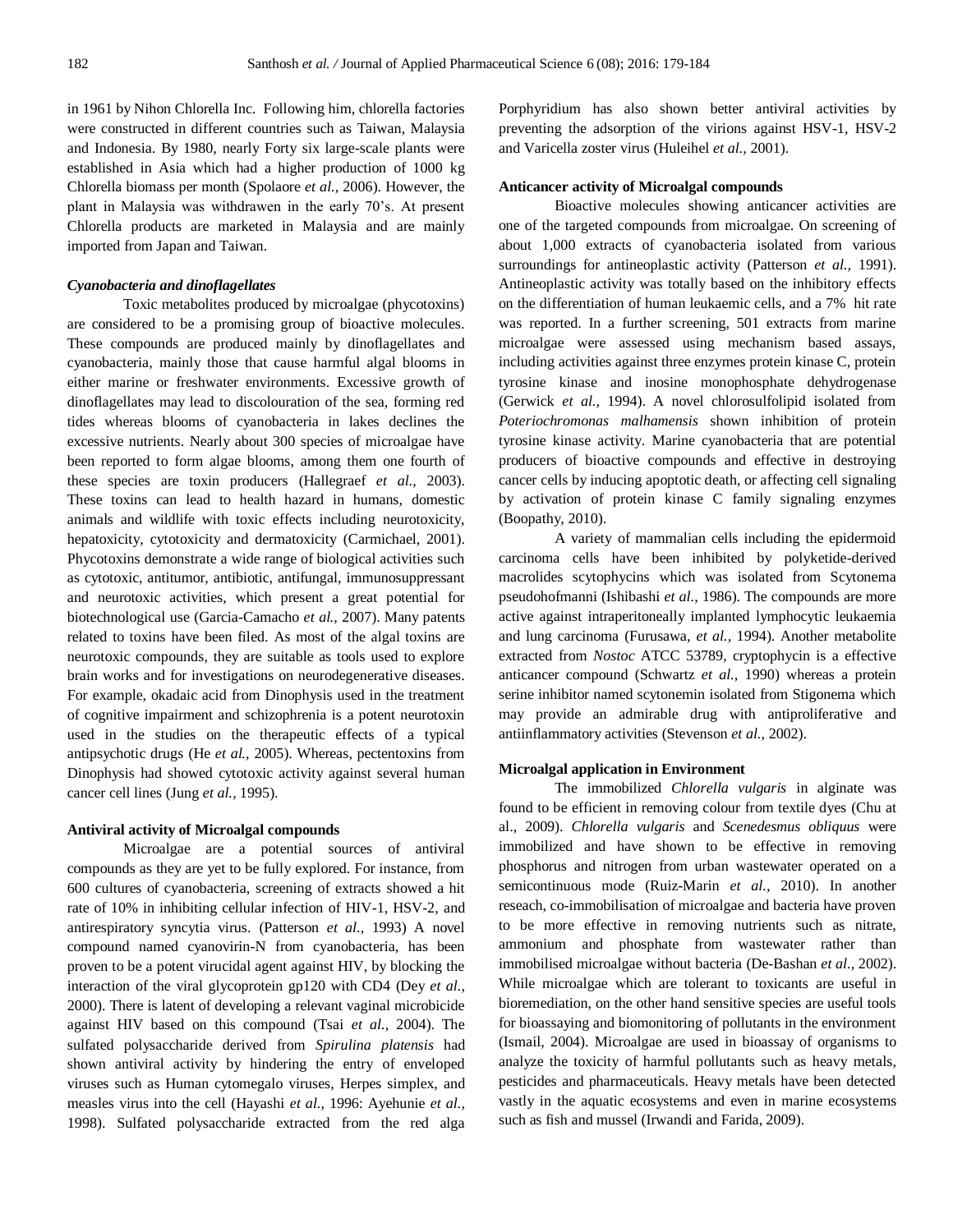in 1961 by Nihon Chlorella Inc. Following him, chlorella factories were constructed in different countries such as Taiwan, Malaysia and Indonesia. By 1980, nearly Forty six large-scale plants were established in Asia which had a higher production of 1000 kg Chlorella biomass per month (Spolaore *et al.,* 2006). However, the plant in Malaysia was withdrawen in the early 70's. At present Chlorella products are marketed in Malaysia and are mainly imported from Japan and Taiwan.

### *Cyanobacteria and dinoflagellates*

Toxic metabolites produced by microalgae (phycotoxins) are considered to be a promising group of bioactive molecules. These compounds are produced mainly by dinoflagellates and cyanobacteria, mainly those that cause harmful algal blooms in either marine or freshwater environments. Excessive growth of dinoflagellates may lead to discolouration of the sea, forming red tides whereas blooms of cyanobacteria in lakes declines the excessive nutrients. Nearly about 300 species of microalgae have been reported to form algae blooms, among them one fourth of these species are toxin producers (Hallegraef *et al.,* 2003). These toxins can lead to health hazard in humans, domestic animals and wildlife with toxic effects including neurotoxicity, hepatoxicity, cytotoxicity and dermatoxicity (Carmichael, 2001). Phycotoxins demonstrate a wide range of biological activities such as cytotoxic, antitumor, antibiotic, antifungal, immunosuppressant and neurotoxic activities, which present a great potential for biotechnological use (Garcia-Camacho *et al.,* 2007). Many patents related to toxins have been filed. As most of the algal toxins are neurotoxic compounds, they are suitable as tools used to explore brain works and for investigations on neurodegenerative diseases. For example, okadaic acid from Dinophysis used in the treatment of cognitive impairment and schizophrenia is a potent neurotoxin used in the studies on the therapeutic effects of a typical antipsychotic drugs (He *et al.,* 2005). Whereas, pectentoxins from Dinophysis had showed cytotoxic activity against several human cancer cell lines (Jung *et al.,* 1995).

### Antiviral activity of Microalgal compounds

Microalgae are a potential sources of antiviral compounds as they are yet to be fully explored. For instance, from 600 cultures of cyanobacteria, screening of extracts showed a hit rate of 10% in inhibiting cellular infection of HIV-1, HSV-2, and antirespiratory syncytia virus. (Patterson *et al.,* 1993) A novel compound named cyanovirin-N from cyanobacteria, has been proven to be a potent virucidal agent against HIV, by blocking the interaction of the viral glycoprotein gp120 with CD4 (Dey *et al.,* 2000). There is latent of developing a relevant vaginal microbicide against HIV based on this compound (Tsai *et al.,* 2004). The sulfated polysaccharide derived from *Spirulina platensis* had shown antiviral activity by hindering the entry of enveloped viruses such as Human cytomegalo viruses, Herpes simplex, and measles virus into the cell (Hayashi *et al.,* 1996: Ayehunie *et al.,* 1998). Sulfated polysaccharide extracted from the red alga Porphyridium has also shown better antiviral activities by preventing the adsorption of the virions against HSV-1, HSV-2 and Varicella zoster virus (Huleihel *et al.,* 2001).

### Anticancer activity of Microalgal compounds

Bioactive molecules showing anticancer activities are one of the targeted compounds from microalgae. On screening of about 1,000 extracts of cyanobacteria isolated from various surroundings for antineoplastic activity (Patterson *et al.,* 1991). Antineoplastic activity was totally based on the inhibitory effects on the differentiation of human leukaemic cells, and a 7% hit rate was reported. In a further screening, 501 extracts from marine microalgae were assessed using mechanism based assays, including activities against three enzymes protein kinase C, protein tyrosine kinase and inosine monophosphate dehydrogenase (Gerwick *et al.,* 1994). A novel chlorosulfolipid isolated from *Poteriochromonas malhamensis* shown inhibition of protein tyrosine kinase activity. Marine cyanobacteria that are potential producers of bioactive compounds and effective in destroying cancer cells by inducing apoptotic death, or affecting cell signaling by activation of protein kinase C family signaling enzymes (Boopathy, 2010).

A variety of mammalian cells including the epidermoid carcinoma cells have been inhibited by polyketide-derived macrolides scytophycins which was isolated from Scytonema pseudohofmanni (Ishibashi *et al.,* 1986). The compounds are more active against intraperitoneally implanted lymphocytic leukaemia and lung carcinoma (Furusawa, *et al.,* 1994). Another metabolite extracted from *Nostoc* ATCC 53789, cryptophycin is a effective anticancer compound (Schwartz *et al.,* 1990) whereas a protein serine inhibitor named scytonemin isolated from Stigonema which may provide an admirable drug with antiproliferative and antiinflammatory activities (Stevenson *et al.,* 2002).

### Microalgal application in Environment

The immobilized *Chlorella vulgaris* in alginate was found to be efficient in removing colour from textile dyes (Chu at al., 2009). *Chlorella vulgaris* and *Scenedesmus obliquus* were immobilized and have shown to be effective in removing phosphorus and nitrogen from urban wastewater operated on a semicontinuous mode (Ruiz-Marin *et al.,* 2010). In another reseach, co-immobilisation of microalgae and bacteria have proven to be more effective in removing nutrients such as nitrate, ammonium and phosphate from wastewater rather than immobilised microalgae without bacteria (De-Bashan *et al.,* 2002). While microalgae which are tolerant to toxicants are useful in bioremediation, on the other hand sensitive species are useful tools for bioassaying and biomonitoring of pollutants in the environment (Ismail, 2004). Microalgae are used in bioassay of organisms to analyze the toxicity of harmful pollutants such as heavy metals, pesticides and pharmaceuticals. Heavy metals have been detected vastly in the aquatic ecosystems and even in marine ecosystems such as fish and mussel (Irwandi and Farida, 2009).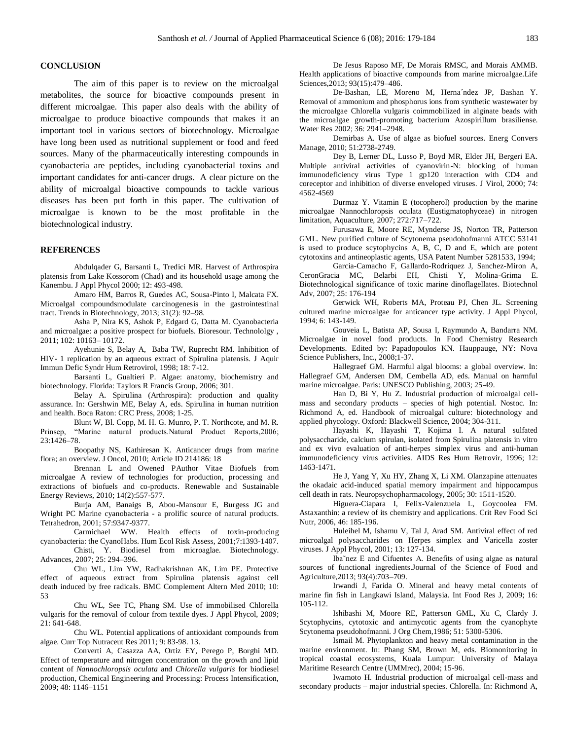## CONCLUSION

The aim of this paper is to review on the microalgal metabolites, the source for bioactive compounds present in different microalgae. This paper also deals with the ability of microalgae to produce bioactive compounds that makes it an important tool in various sectors of biotechnology. Microalgae have long been used as nutritional supplement or food and feed sources. Many of the pharmaceutically interesting compounds in cyanobacteria are peptides, including cyanobacterial toxins and important candidates for anti-cancer drugs. A clear picture on the ability of microalgal bioactive compounds to tackle various diseases has been put forth in this paper. The cultivation of microalgae is known to be the most profitable in the biotechnological industry.

## REFERENCES

Abdulqader G, Barsanti L, Tredici MR. Harvest of Arthrospira platensis from Lake Kossorom (Chad) and its household usage among the Kanembu. J Appl Phycol 2000; 12: 493-498.

Amaro HM, Barros R, Guedes AC, Sousa-Pinto I, Malcata FX. Microalgal compoundsmodulate carcinogenesis in the gastrointestinal tract. Trends in Biotechnology, 2013; 31(2): 92–98.

Asha P, Nira KS, Ashok P, Edgard G, Datta M. Cyanobacteria and microalgae: a positive prospect for biofuels. Bioresour. Technololgy , 2011; 102: 10163– 10172.

Ayehunie S, Belay A, Baba TW, Ruprecht RM. Inhibition of HIV- 1 replication by an aqueous extract of Spirulina platensis. J Aquir Immun Defic Syndr Hum Retrovirol, 1998; 18: 7-12.

Barsanti L, Gualtieri P. Algae: anatomy, biochemistry and biotechnology. Florida: Taylors R Francis Group, 2006; 301.

Belay A. Spirulina (Arthrospira): production and quality assurance. In: Gershwin ME, Belay A, eds. Spirulina in human nutrition and health. Boca Raton: CRC Press, 2008; 1-25.

Blunt W, Bl. Copp, M. H. G. Munro, P. T. Northcote, and M. R. Prinsep, "Marine natural products.Natural Product Reports,2006; 23:1426–78.

Boopathy NS, Kathiresan K. Anticancer drugs from marine flora; an overview. J Oncol, 2010; Article ID 214186: 18

Brennan L and Owened PAuthor Vitae Biofuels from microalgae A review of technologies for production, processing and extractions of biofuels and co-products. Renewable and Sustainable Energy Reviews, 2010; 14(2):557-577.

Burja AM, Banaigs B, Abou-Mansour E, Burgess JG and Wright PC Marine cyanobacteria - a prolific source of natural products. Tetrahedron, 2001; 57:9347-9377.

Carmichael WW. Health effects of toxin-producing cyanobacteria: the CyanoHabs. Hum Ecol Risk Assess, 2001;7:1393-1407.

Chisti, Y. Biodiesel from microaglae. Biotechnology. Advances, 2007; 25: 294–396.

Chu WL, Lim YW, Radhakrishnan AK, Lim PE. Protective effect of aqueous extract from Spirulina platensis against cell death induced by free radicals. BMC Complement Altern Med 2010; 10: 53

Chu WL, See TC, Phang SM. Use of immobilised Chlorella vulgaris for the removal of colour from textile dyes. J Appl Phycol, 2009; 21: 641-648.

Chu WL. Potential applications of antioxidant compounds from algae. Curr Top Nutraceut Res 2011; 9: 83-98. 13.

Converti A, Casazza AA, Ortiz EY, Perego P, Borghi MD. Effect of temperature and nitrogen concentration on the growth and lipid content of *Nannochloropsis oculata* and *Chlorella vulgaris* for biodiesel production, Chemical Engineering and Processing: Process Intensification, 2009; 48: 1146–1151

De Jesus Raposo MF, De Morais RMSC, and Morais AMMB. Health applications of bioactive compounds from marine microalgae.Life Sciences,2013; 93(15):479–486.

De-Bashan, LE, Moreno M, Herna´ndez JP, Bashan Y. Removal of ammonium and phosphorus ions from synthetic wastewater by the microalgae Chlorella vulgaris coimmobilized in alginate beads with the microalgae growth-promoting bacterium Azospirillum brasiliense. Water Res 2002; 36: 2941–2948.

Demirbas A. Use of algae as biofuel sources. Energ Convers Manage, 2010; 51:2738-2749.

Dey B, Lerner DL, Lusso P, Boyd MR, Elder JH, Bergeri EA. Multiple antiviral activities of cyanovirin-N: blocking of human immunodeficiency virus Type 1 gp120 interaction with CD4 and coreceptor and inhibition of diverse enveloped viruses. J Virol, 2000; 74: 4562-4569

Durmaz Y. Vitamin E (tocopherol) production by the marine microalgae Nannochloropsis oculata (Eustigmatophyceae) in nitrogen limitation, Aquaculture, 2007; 272:717–722.

Furusawa E, Moore RE, Mynderse JS, Norton TR, Patterson GML. New purified culture of Scytonema pseudohofmanni ATCC 53141 is used to produce scytophycins A, B, C, D and E, which are potent cytotoxins and antineoplastic agents, USA Patent Number 5281533, 1994;

Garcia-Camacho F, Gallardo-Rodriquez J, Sanchez-Miron A, CeronGracia MC, Belarbi EH, Chisti Y, Molina-Grima E. Biotechnological significance of toxic marine dinoflagellates. Biotechnol Adv, 2007; 25: 176-194

Gerwick WH, Roberts MA, Proteau PJ, Chen JL. Screening cultured marine microalgae for anticancer type activity. J Appl Phycol, 1994; 6: 143-149.

Gouveia L, Batista AP, Sousa I, Raymundo A, Bandarra NM. Microalgae in novel food products. In Food Chemistry Research Developments. Edited by: Papadopoulos KN. Hauppauge, NY: Nova Science Publishers, Inc., 2008;1-37.

Hallegraef GM. Harmful algal blooms: a global overview. In: Hallegraef GM, Andersen DM, Cembella AD, eds. Manual on harmful marine microalgae. Paris: UNESCO Publishing, 2003; 25-49.

Han D, Bi Y, Hu Z. Industrial production of microalgal cell-mass and secondary products – species of high potential. Nostoc. In: Richmond A, ed. Handbook of microalgal culture: biotechnology and applied phycology. Oxford: Blackwell Science, 2004; 304-311.

Hayashi K, Hayashi T, Kojima I. A natural sulfated polysaccharide, calcium spirulan, isolated from Spirulina platensis in vitro and ex vivo evaluation of anti-herpes simplex virus and anti-human immunodeficiency virus activities. AIDS Res Hum Retrovir, 1996; 12: 1463-1471.

He J, Yang Y, Xu HY, Zhang X, Li XM. Olanzapine attenuates the okadaic acid-induced spatial memory impairment and hippocampus cell death in rats. Neuropsychopharmacology, 2005; 30: 1511-1520.

Higuera-Ciapara I, Felix-Valenzuela L, Goycoolea FM. Astaxanthin: a review of its chemistry and applications. Crit Rev Food Sci Nutr, 2006, 46: 185-196.

Huleihel M, Ishamu V, Tal J, Arad SM. Antiviral effect of red microalgal polysaccharides on Herpes simplex and Varicella zoster viruses. J Appl Phycol, 2001; 13: 127-134.

Iba˜nez E and Cifuentes A. Benefits of using algae as natural sources of functional ingredients.Journal of the Science of Food and Agriculture,2013; 93(4):703–709.

Irwandi J, Farida O. Mineral and heavy metal contents of marine fin fish in Langkawi Island, Malaysia. Int Food Res J, 2009; 16: 105-112.

Ishibashi M, Moore RE, Patterson GML, Xu C, Clardy J. Scytophycins, cytotoxic and antimycotic agents from the cyanophyte Scytonema pseudohofmanni. J Org Chem,1986; 51: 5300-5306.

Ismail M. Phytoplankton and heavy metal contamination in the marine environment. In: Phang SM, Brown M, eds. Biomonitoring in tropical coastal ecosystems, Kuala Lumpur: University of Malaya Maritime Research Centre (UMMrec), 2004; 15-96.

Iwamoto H. Industrial production of microalgal cell-mass and secondary products – major industrial species. Chlorella. In: Richmond A,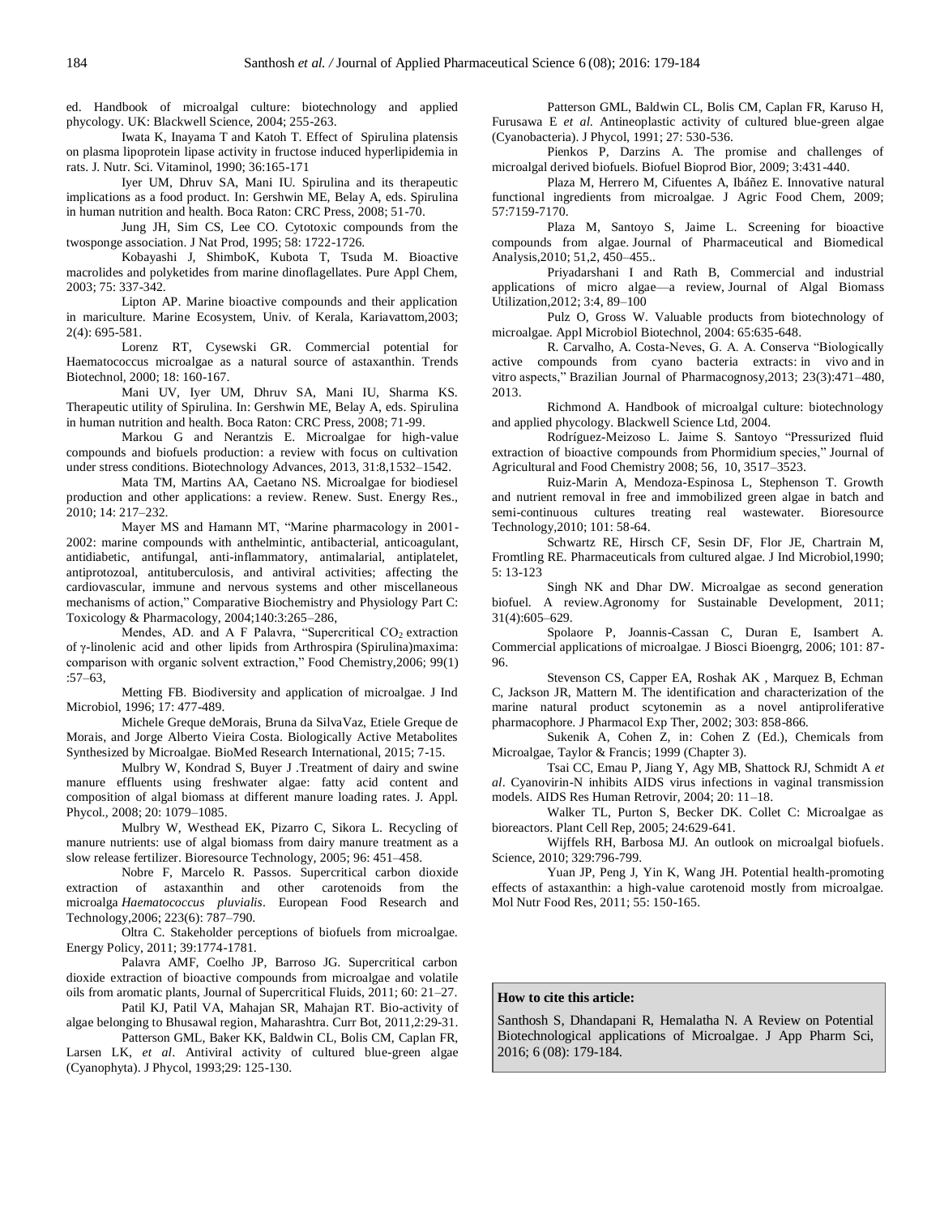ed. Handbook of microalgal culture: biotechnology and applied phycology. UK: Blackwell Science, 2004; 255-263.

Iwata K, Inayama T and Katoh T. Effect of Spirulina platensis on plasma lipoprotein lipase activity in fructose induced hyperlipidemia in rats. J. Nutr. Sci. Vitaminol, 1990; 36:165-171

Iyer UM, Dhruv SA, Mani IU. Spirulina and its therapeutic implications as a food product. In: Gershwin ME, Belay A, eds. Spirulina in human nutrition and health. Boca Raton: CRC Press, 2008; 51-70.

Jung JH, Sim CS, Lee CO. Cytotoxic compounds from the twosponge association. J Nat Prod, 1995; 58: 1722-1726.

Kobayashi J, ShimboK, Kubota T, Tsuda M. Bioactive macrolides and polyketides from marine dinoflagellates. Pure Appl Chem, 2003; 75: 337-342.

Lipton AP. Marine bioactive compounds and their application in mariculture. Marine Ecosystem, Univ. of Kerala, Kariavattom,2003; 2(4): 695-581.

Lorenz RT, Cysewski GR. Commercial potential for Haematococcus microalgae as a natural source of astaxanthin. Trends Biotechnol, 2000; 18: 160-167.

Mani UV, Iyer UM, Dhruv SA, Mani IU, Sharma KS. Therapeutic utility of Spirulina. In: Gershwin ME, Belay A, eds. Spirulina in human nutrition and health. Boca Raton: CRC Press, 2008; 71-99.

Markou G and Nerantzis E. Microalgae for high-value compounds and biofuels production: a review with focus on cultivation under stress conditions. Biotechnology Advances, 2013, 31:8,1532–1542.

Mata TM, Martins AA, Caetano NS. Microalgae for biodiesel production and other applications: a review. Renew. Sust. Energy Res., 2010; 14: 217–232.

Mayer MS and Hamann MT, "Marine pharmacology in 2001-2002: marine compounds with anthelmintic, antibacterial, anticoagulant, antidiabetic, antifungal, anti-inflammatory, antimalarial, antiplatelet, antiprotozoal, antituberculosis, and antiviral activities; affecting the cardiovascular, immune and nervous systems and other miscellaneous mechanisms of action," Comparative Biochemistry and Physiology Part C: Toxicology & Pharmacology, 2004;140:3:265–286,

Mendes, AD. and A F Palavra, "Supercritical $CO_2$ extraction of γ-linolenic acid and other lipids from Arthrospira (Spirulina)maxima: comparison with organic solvent extraction," Food Chemistry,2006; 99(1) :57–63,

Metting FB. Biodiversity and application of microalgae. J Ind Microbiol, 1996; 17: 477-489.

Michele Greque deMorais, Bruna da SilvaVaz, Etiele Greque de Morais, and Jorge Alberto Vieira Costa. Biologically Active Metabolites Synthesized by Microalgae. BioMed Research International, 2015; 7-15.

Mulbry W, Kondrad S, Buyer J .Treatment of dairy and swine manure effluents using freshwater algae: fatty acid content and composition of algal biomass at different manure loading rates. J. Appl. Phycol., 2008; 20: 1079–1085.

Mulbry W, Westhead EK, Pizarro C, Sikora L. Recycling of manure nutrients: use of algal biomass from dairy manure treatment as a slow release fertilizer. Bioresource Technology, 2005; 96: 451–458.

Nobre F, Marcelo R. Passos. Supercritical carbon dioxide extraction of astaxanthin and other carotenoids from the microalga *Haematococcus pluvialis*. European Food Research and Technology,2006; 223(6): 787–790.

Oltra C. Stakeholder perceptions of biofuels from microalgae. Energy Policy, 2011; 39:1774-1781.

Palavra AMF, Coelho JP, Barroso JG. Supercritical carbon dioxide extraction of bioactive compounds from microalgae and volatile oils from aromatic plants, Journal of Supercritical Fluids, 2011; 60: 21–27.

Patil KJ, Patil VA, Mahajan SR, Mahajan RT. Bio-activity of algae belonging to Bhusawal region, Maharashtra. Curr Bot, 2011,2:29-31.

Patterson GML, Baker KK, Baldwin CL, Bolis CM, Caplan FR, Larsen LK, *et al*. Antiviral activity of cultured blue-green algae (Cyanophyta). J Phycol, 1993;29: 125-130.

Patterson GML, Baldwin CL, Bolis CM, Caplan FR, Karuso H, Furusawa E *et al.* Antineoplastic activity of cultured blue-green algae (Cyanobacteria). J Phycol, 1991; 27: 530-536.

Pienkos P, Darzins A. The promise and challenges of microalgal derived biofuels. Biofuel Bioprod Bior, 2009; 3:431-440.

Plaza M, Herrero M, Cifuentes A, Ibáñez E. Innovative natural functional ingredients from microalgae. J Agric Food Chem, 2009; 57:7159-7170.

Plaza M, Santoyo S, Jaime L. Screening for bioactive compounds from algae. Journal of Pharmaceutical and Biomedical Analysis,2010; 51,2, 450–455..

Priyadarshani I and Rath B, Commercial and industrial applications of micro algae—a review, Journal of Algal Biomass Utilization,2012; 3:4, 89–100

Pulz O, Gross W. Valuable products from biotechnology of microalgae. Appl Microbiol Biotechnol, 2004: 65:635-648.

R. Carvalho, A. Costa-Neves, G. A. A. Conserva "Biologically active compounds from cyano bacteria extracts: in vivo and in vitro aspects," Brazilian Journal of Pharmacognosy,2013; 23(3):471–480, 2013.

Richmond A. Handbook of microalgal culture: biotechnology and applied phycology. Blackwell Science Ltd, 2004.

Rodríguez-Meizoso L. Jaime S. Santoyo "Pressurized fluid extraction of bioactive compounds from Phormidium species," Journal of Agricultural and Food Chemistry 2008; 56, 10, 3517–3523.

Ruiz-Marin A, Mendoza-Espinosa L, Stephenson T. Growth and nutrient removal in free and immobilized green algae in batch and semi-continuous cultures treating real wastewater. Bioresource Technology,2010; 101: 58-64.

Schwartz RE, Hirsch CF, Sesin DF, Flor JE, Chartrain M, Fromtling RE. Pharmaceuticals from cultured algae. J Ind Microbiol,1990; 5: 13-123

Singh NK and Dhar DW. Microalgae as second generation biofuel. A review.Agronomy for Sustainable Development, 2011; 31(4):605–629.

Spolaore P, Joannis-Cassan C, Duran E, Isambert A. Commercial applications of microalgae. J Biosci Bioengrg, 2006; 101: 87-96.

Stevenson CS, Capper EA, Roshak AK , Marquez B, Echman C, Jackson JR, Mattern M. The identification and characterization of the marine natural product scytonemin as a novel antiproliferative pharmacophore. J Pharmacol Exp Ther, 2002; 303: 858-866.

Sukenik A, Cohen Z, in: Cohen Z (Ed.), Chemicals from Microalgae, Taylor & Francis; 1999 (Chapter 3).

Tsai CC, Emau P, Jiang Y, Agy MB, Shattock RJ, Schmidt A *et al*. Cyanovirin-N inhibits AIDS virus infections in vaginal transmission models. AIDS Res Human Retrovir, 2004; 20: 11–18.

Walker TL, Purton S, Becker DK. Collet C: Microalgae as bioreactors. Plant Cell Rep, 2005; 24:629-641.

Wijffels RH, Barbosa MJ. An outlook on microalgal biofuels. Science, 2010; 329:796-799.

Yuan JP, Peng J, Yin K, Wang JH. Potential health-promoting effects of astaxanthin: a high-value carotenoid mostly from microalgae. Mol Nutr Food Res, 2011; 55: 150-165.

**How to cite this article:**

Santhosh S, Dhandapani R, Hemalatha N. A Review on Potential Biotechnological applications of Microalgae. J App Pharm Sci, 2016; 6 (08): 179-184.